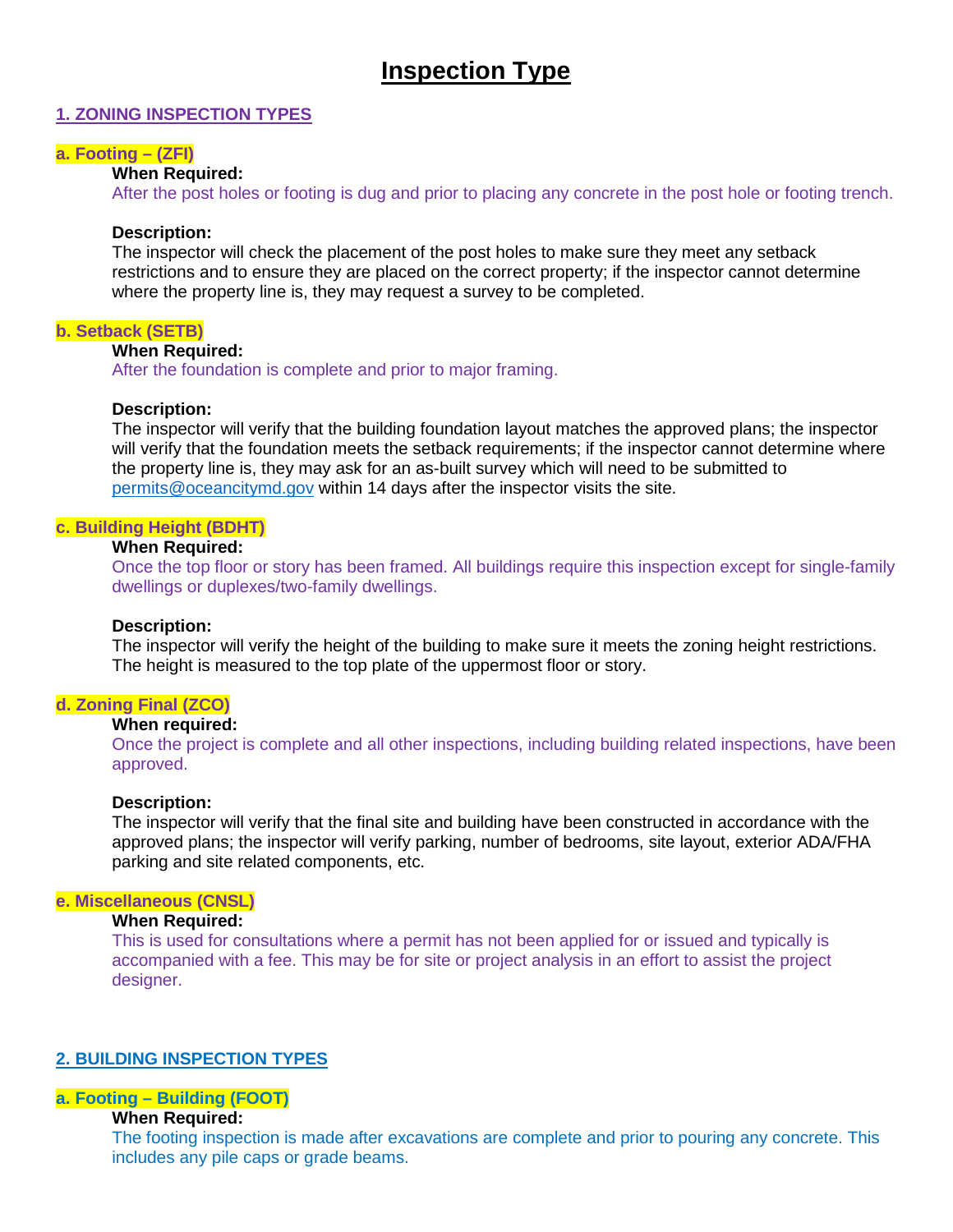# Inspection Type

## 1. ZONING INSPECTION TYPES

### a. Footing – (ZFI)

**When Required:**
After the post holes or footing is dug and prior to placing any concrete in the post hole or footing trench.

**Description:**
The inspector will check the placement of the post holes to make sure they meet any setback restrictions and to ensure they are placed on the correct property; if the inspector cannot determine where the property line is, they may request a survey to be completed.

### b. Setback (SETB)

**When Required:**
After the foundation is complete and prior to major framing.

**Description:**
The inspector will verify that the building foundation layout matches the approved plans; the inspector will verify that the foundation meets the setback requirements; if the inspector cannot determine where the property line is, they may ask for an as-built survey which will need to be submitted to permits@oceancitymd.gov within 14 days after the inspector visits the site.

### c. Building Height (BDHT)

**When Required:**
Once the top floor or story has been framed. All buildings require this inspection except for single-family dwellings or duplexes/two-family dwellings.

**Description:**
The inspector will verify the height of the building to make sure it meets the zoning height restrictions. The height is measured to the top plate of the uppermost floor or story.

### d. Zoning Final (ZCO)

**When required:**
Once the project is complete and all other inspections, including building related inspections, have been approved.

**Description:**
The inspector will verify that the final site and building have been constructed in accordance with the approved plans; the inspector will verify parking, number of bedrooms, site layout, exterior ADA/FHA parking and site related components, etc.

### e. Miscellaneous (CNSL)

**When Required:**
This is used for consultations where a permit has not been applied for or issued and typically is accompanied with a fee. This may be for site or project analysis in an effort to assist the project designer.

## 2. BUILDING INSPECTION TYPES

### a. Footing – Building (FOOT)

**When Required:**
The footing inspection is made after excavations are complete and prior to pouring any concrete. This includes any pile caps or grade beams.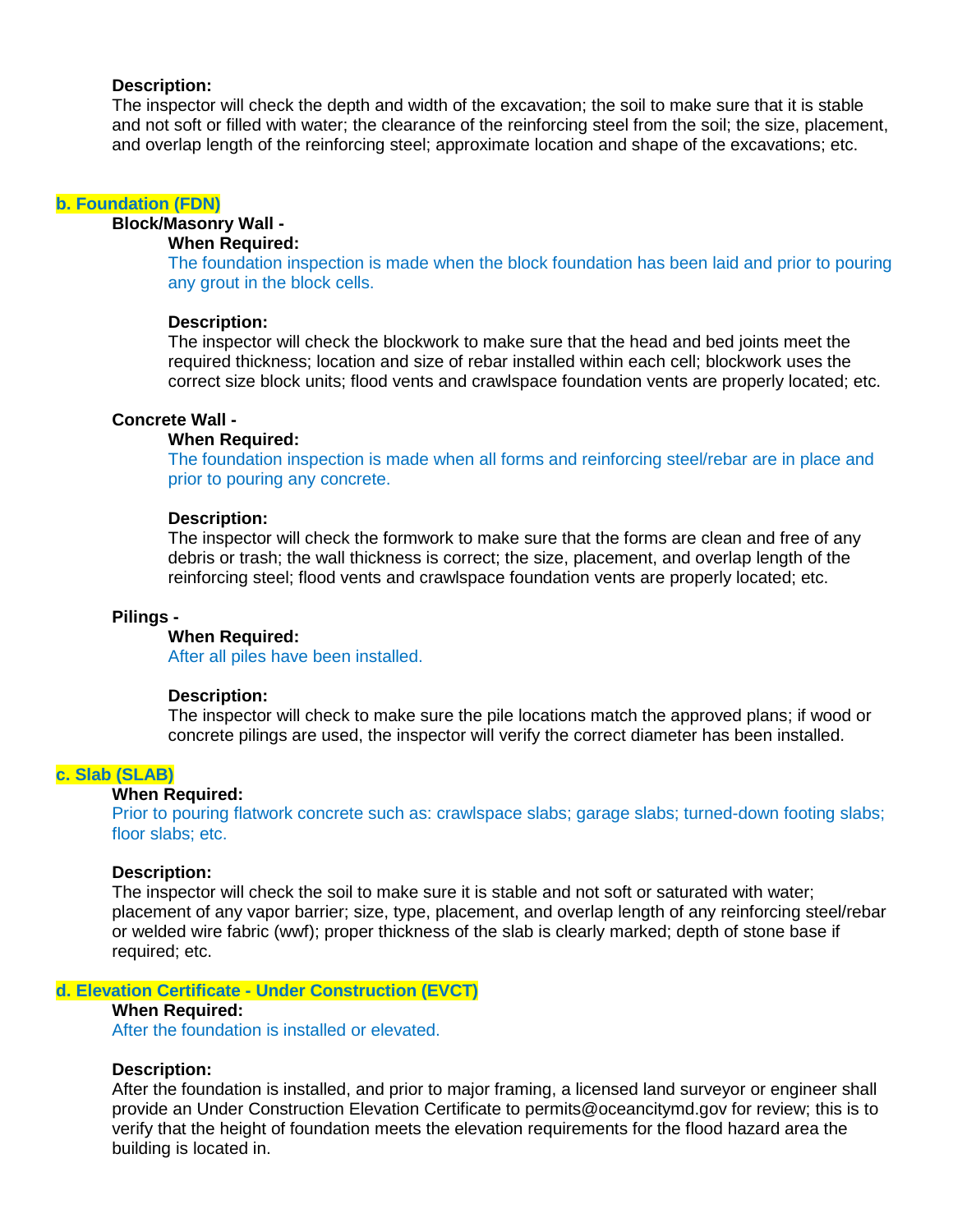**Description:**
The inspector will check the depth and width of the excavation; the soil to make sure that it is stable and not soft or filled with water; the clearance of the reinforcing steel from the soil; the size, placement, and overlap length of the reinforcing steel; approximate location and shape of the excavations; etc.

## b. Foundation (FDN)

**Block/Masonry Wall -**

**When Required:**
The foundation inspection is made when the block foundation has been laid and prior to pouring any grout in the block cells.

**Description:**
The inspector will check the blockwork to make sure that the head and bed joints meet the required thickness; location and size of rebar installed within each cell; blockwork uses the correct size block units; flood vents and crawlspace foundation vents are properly located; etc.

**Concrete Wall -**

**When Required:**
The foundation inspection is made when all forms and reinforcing steel/rebar are in place and prior to pouring any concrete.

**Description:**
The inspector will check the formwork to make sure that the forms are clean and free of any debris or trash; the wall thickness is correct; the size, placement, and overlap length of the reinforcing steel; flood vents and crawlspace foundation vents are properly located; etc.

**Pilings -**

**When Required:**
After all piles have been installed.

**Description:**
The inspector will check to make sure the pile locations match the approved plans; if wood or concrete pilings are used, the inspector will verify the correct diameter has been installed.

## c. Slab (SLAB)

**When Required:**
Prior to pouring flatwork concrete such as: crawlspace slabs; garage slabs; turned-down footing slabs; floor slabs; etc.

**Description:**
The inspector will check the soil to make sure it is stable and not soft or saturated with water; placement of any vapor barrier; size, type, placement, and overlap length of any reinforcing steel/rebar or welded wire fabric (wwf); proper thickness of the slab is clearly marked; depth of stone base if required; etc.

## d. Elevation Certificate - Under Construction (EVCT)

**When Required:**
After the foundation is installed or elevated.

**Description:**
After the foundation is installed, and prior to major framing, a licensed land surveyor or engineer shall provide an Under Construction Elevation Certificate to permits@oceancitymd.gov for review; this is to verify that the height of foundation meets the elevation requirements for the flood hazard area the building is located in.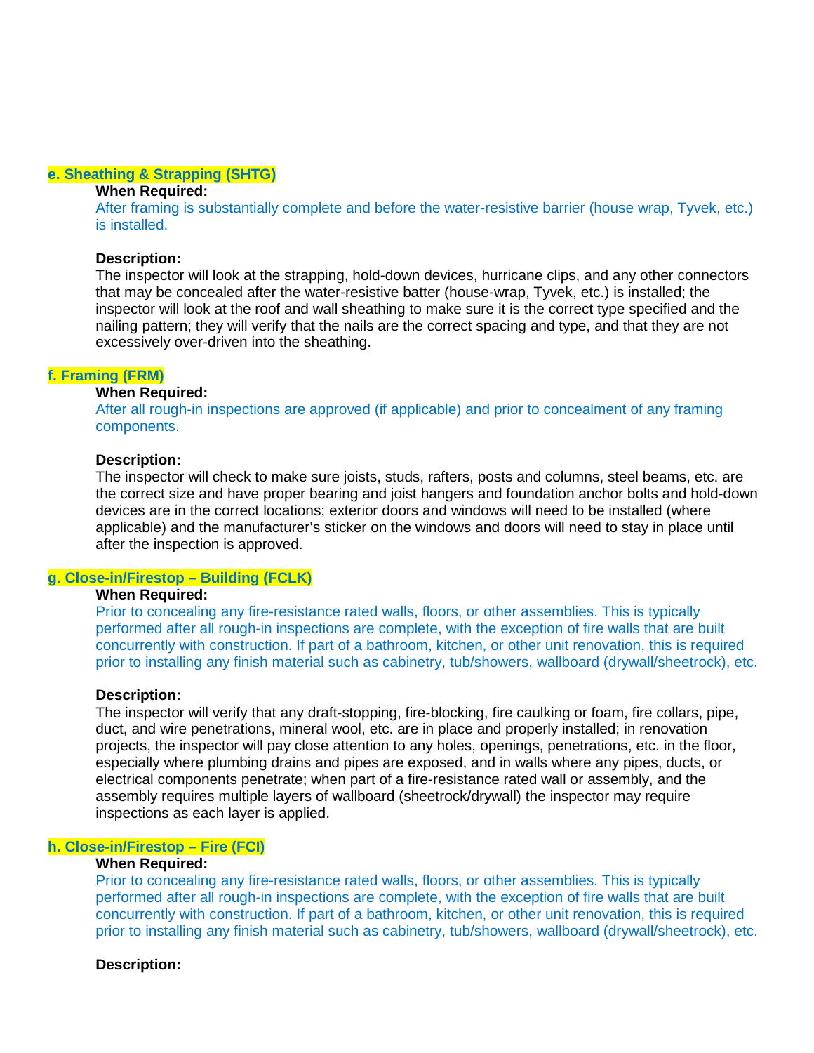### e. Sheathing & Strapping (SHTG)

**When Required:**

After framing is substantially complete and before the water-resistive barrier (house wrap, Tyvek, etc.) is installed.

**Description:**

The inspector will look at the strapping, hold-down devices, hurricane clips, and any other connectors that may be concealed after the water-resistive batter (house-wrap, Tyvek, etc.) is installed; the inspector will look at the roof and wall sheathing to make sure it is the correct type specified and the nailing pattern; they will verify that the nails are the correct spacing and type, and that they are not excessively over-driven into the sheathing.

### f. Framing (FRM)

**When Required:**

After all rough-in inspections are approved (if applicable) and prior to concealment of any framing components.

**Description:**

The inspector will check to make sure joists, studs, rafters, posts and columns, steel beams, etc. are the correct size and have proper bearing and joist hangers and foundation anchor bolts and hold-down devices are in the correct locations; exterior doors and windows will need to be installed (where applicable) and the manufacturer's sticker on the windows and doors will need to stay in place until after the inspection is approved.

### g. Close-in/Firestop – Building (FCLK)

**When Required:**

Prior to concealing any fire-resistance rated walls, floors, or other assemblies. This is typically performed after all rough-in inspections are complete, with the exception of fire walls that are built concurrently with construction. If part of a bathroom, kitchen, or other unit renovation, this is required prior to installing any finish material such as cabinetry, tub/showers, wallboard (drywall/sheetrock), etc.

**Description:**

The inspector will verify that any draft-stopping, fire-blocking, fire caulking or foam, fire collars, pipe, duct, and wire penetrations, mineral wool, etc. are in place and properly installed; in renovation projects, the inspector will pay close attention to any holes, openings, penetrations, etc. in the floor, especially where plumbing drains and pipes are exposed, and in walls where any pipes, ducts, or electrical components penetrate; when part of a fire-resistance rated wall or assembly, and the assembly requires multiple layers of wallboard (sheetrock/drywall) the inspector may require inspections as each layer is applied.

### h. Close-in/Firestop – Fire (FCI)

**When Required:**

Prior to concealing any fire-resistance rated walls, floors, or other assemblies. This is typically performed after all rough-in inspections are complete, with the exception of fire walls that are built concurrently with construction. If part of a bathroom, kitchen, or other unit renovation, this is required prior to installing any finish material such as cabinetry, tub/showers, wallboard (drywall/sheetrock), etc.

**Description:**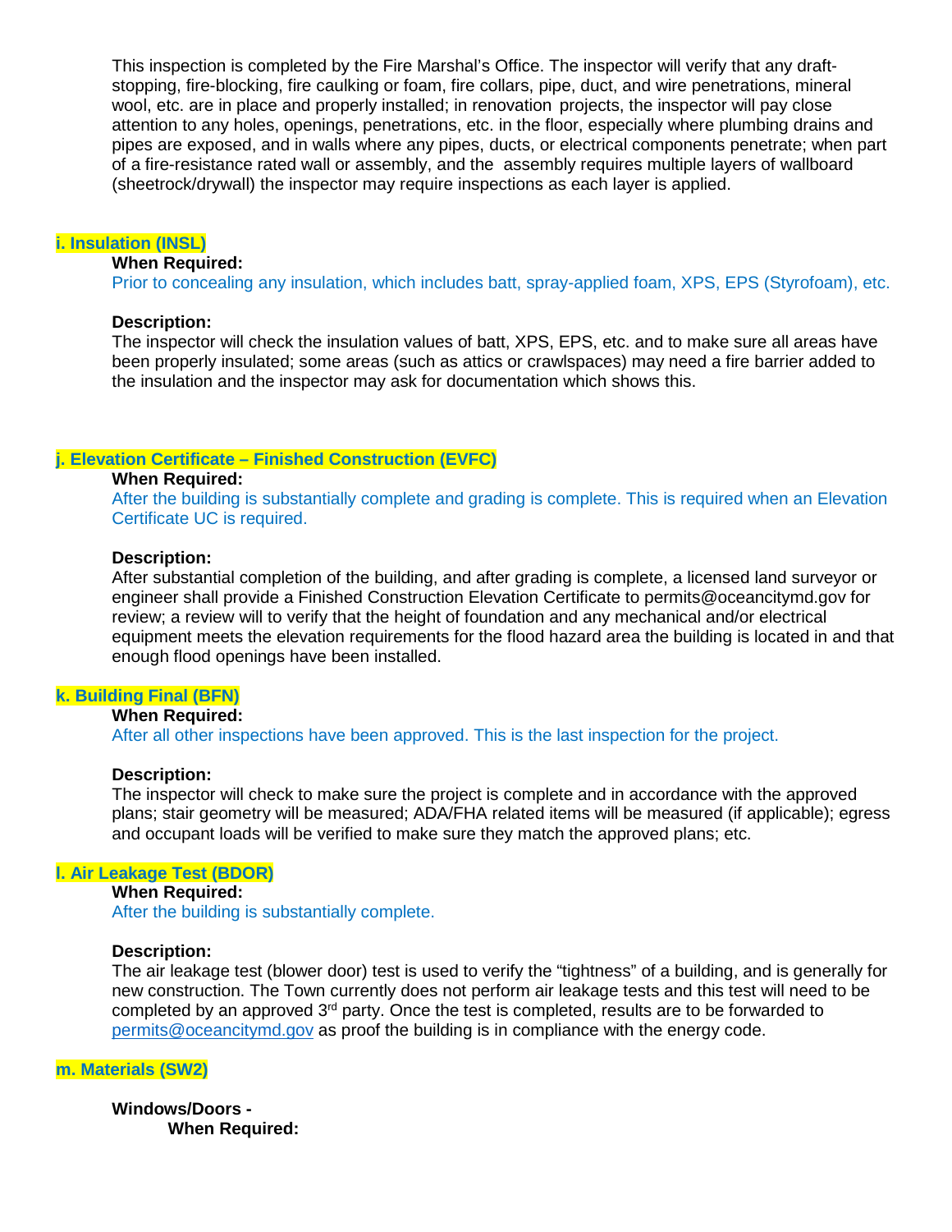This inspection is completed by the Fire Marshal's Office. The inspector will verify that any draft-stopping, fire-blocking, fire caulking or foam, fire collars, pipe, duct, and wire penetrations, mineral wool, etc. are in place and properly installed; in renovation projects, the inspector will pay close attention to any holes, openings, penetrations, etc. in the floor, especially where plumbing drains and pipes are exposed, and in walls where any pipes, ducts, or electrical components penetrate; when part of a fire-resistance rated wall or assembly, and the assembly requires multiple layers of wallboard (sheetrock/drywall) the inspector may require inspections as each layer is applied.

### i. Insulation (INSL)

**When Required:**

Prior to concealing any insulation, which includes batt, spray-applied foam, XPS, EPS (Styrofoam), etc.

**Description:**

The inspector will check the insulation values of batt, XPS, EPS, etc. and to make sure all areas have been properly insulated; some areas (such as attics or crawlspaces) may need a fire barrier added to the insulation and the inspector may ask for documentation which shows this.

### j. Elevation Certificate – Finished Construction (EVFC)

**When Required:**

After the building is substantially complete and grading is complete. This is required when an Elevation Certificate UC is required.

**Description:**

After substantial completion of the building, and after grading is complete, a licensed land surveyor or engineer shall provide a Finished Construction Elevation Certificate to permits@oceancitymd.gov for review; a review will to verify that the height of foundation and any mechanical and/or electrical equipment meets the elevation requirements for the flood hazard area the building is located in and that enough flood openings have been installed.

### k. Building Final (BFN)

**When Required:**

After all other inspections have been approved. This is the last inspection for the project.

**Description:**

The inspector will check to make sure the project is complete and in accordance with the approved plans; stair geometry will be measured; ADA/FHA related items will be measured (if applicable); egress and occupant loads will be verified to make sure they match the approved plans; etc.

### l. Air Leakage Test (BDOR)

**When Required:**

After the building is substantially complete.

**Description:**

The air leakage test (blower door) test is used to verify the "tightness" of a building, and is generally for new construction. The Town currently does not perform air leakage tests and this test will need to be completed by an approved 3rd party. Once the test is completed, results are to be forwarded to permits@oceancitymd.gov as proof the building is in compliance with the energy code.

### m. Materials (SW2)

**Windows/Doors -**

**When Required:**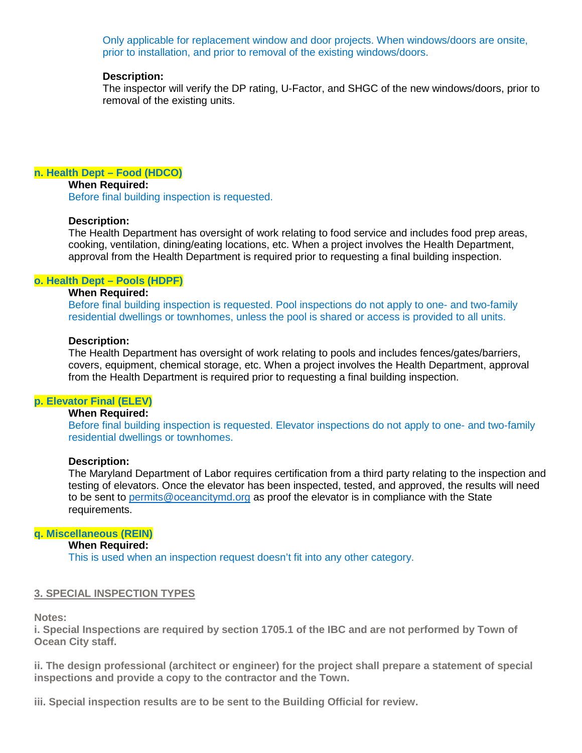Only applicable for replacement window and door projects. When windows/doors are onsite, prior to installation, and prior to removal of the existing windows/doors.

**Description:**
The inspector will verify the DP rating, U-Factor, and SHGC of the new windows/doors, prior to removal of the existing units.

### n. Health Dept – Food (HDCO)

**When Required:**
Before final building inspection is requested.

**Description:**
The Health Department has oversight of work relating to food service and includes food prep areas, cooking, ventilation, dining/eating locations, etc. When a project involves the Health Department, approval from the Health Department is required prior to requesting a final building inspection.

### o. Health Dept – Pools (HDPF)

**When Required:**
Before final building inspection is requested. Pool inspections do not apply to one- and two-family residential dwellings or townhomes, unless the pool is shared or access is provided to all units.

**Description:**
The Health Department has oversight of work relating to pools and includes fences/gates/barriers, covers, equipment, chemical storage, etc. When a project involves the Health Department, approval from the Health Department is required prior to requesting a final building inspection.

### p. Elevator Final (ELEV)

**When Required:**
Before final building inspection is requested. Elevator inspections do not apply to one- and two-family residential dwellings or townhomes.

**Description:**
The Maryland Department of Labor requires certification from a third party relating to the inspection and testing of elevators. Once the elevator has been inspected, tested, and approved, the results will need to be sent to permits@oceancitymd.org as proof the elevator is in compliance with the State requirements.

### q. Miscellaneous (REIN)

**When Required:**
This is used when an inspection request doesn't fit into any other category.

## 3. SPECIAL INSPECTION TYPES

**Notes:**

**i. Special Inspections are required by section 1705.1 of the IBC and are not performed by Town of Ocean City staff.**

**ii. The design professional (architect or engineer) for the project shall prepare a statement of special inspections and provide a copy to the contractor and the Town.**

**iii. Special inspection results are to be sent to the Building Official for review.**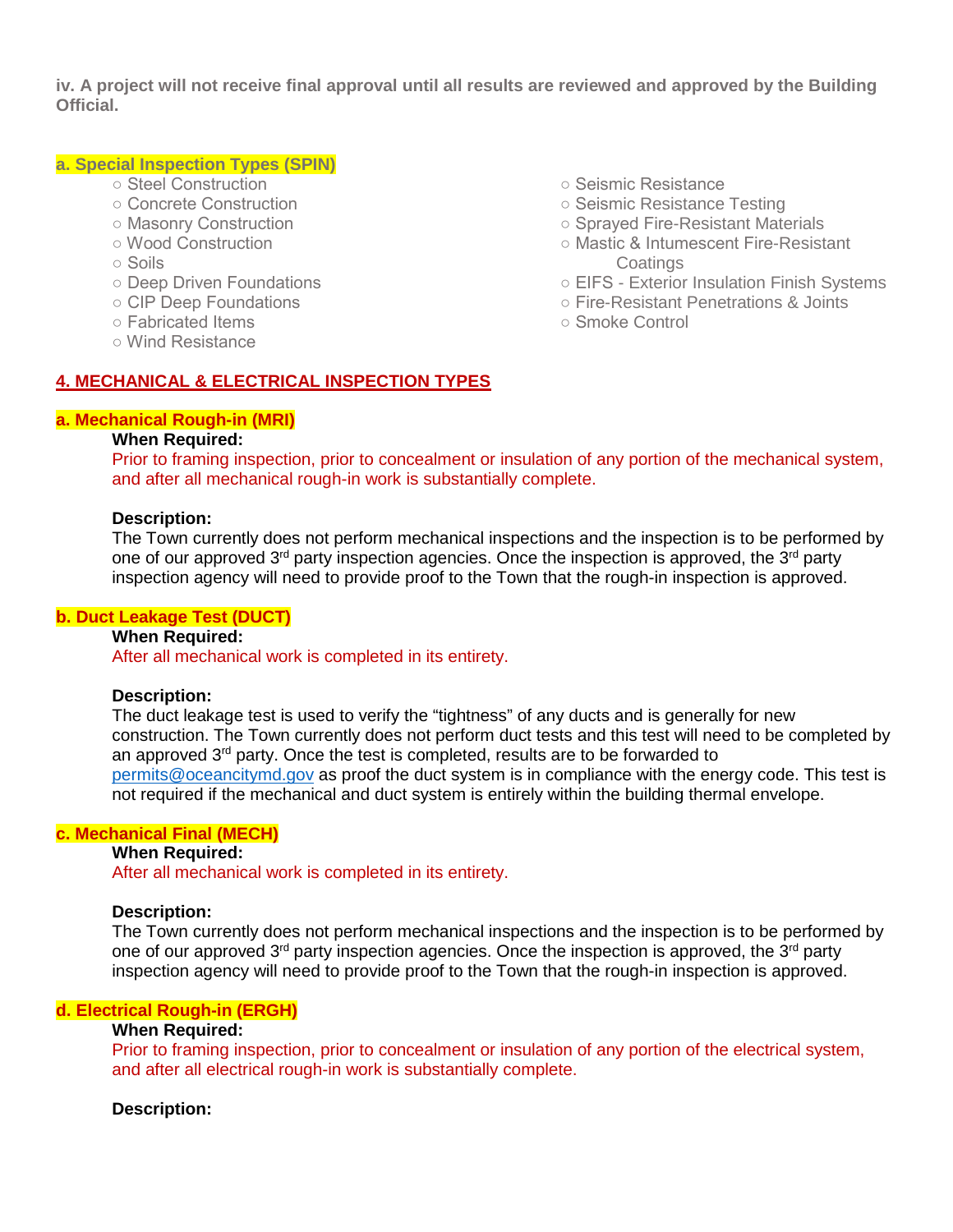**iv. A project will not receive final approval until all results are reviewed and approved by the Building Official.**

### a. Special Inspection Types (SPIN)

- Steel Construction
- Concrete Construction
- Masonry Construction
- Wood Construction
- Soils
- Deep Driven Foundations
- CIP Deep Foundations
- Fabricated Items
- Wind Resistance
- Seismic Resistance
- Seismic Resistance Testing
- Sprayed Fire-Resistant Materials
- Mastic & Intumescent Fire-Resistant Coatings
- EIFS - Exterior Insulation Finish Systems
- Fire-Resistant Penetrations & Joints
- Smoke Control

## 4. MECHANICAL & ELECTRICAL INSPECTION TYPES

### a. Mechanical Rough-in (MRI)

**When Required:**

Prior to framing inspection, prior to concealment or insulation of any portion of the mechanical system, and after all mechanical rough-in work is substantially complete.

**Description:**

The Town currently does not perform mechanical inspections and the inspection is to be performed by one of our approved 3rd party inspection agencies. Once the inspection is approved, the 3rd party inspection agency will need to provide proof to the Town that the rough-in inspection is approved.

### b. Duct Leakage Test (DUCT)

**When Required:**

After all mechanical work is completed in its entirety.

**Description:**

The duct leakage test is used to verify the "tightness" of any ducts and is generally for new construction. The Town currently does not perform duct tests and this test will need to be completed by an approved 3rd party. Once the test is completed, results are to be forwarded to permits@oceancitymd.gov as proof the duct system is in compliance with the energy code. This test is not required if the mechanical and duct system is entirely within the building thermal envelope.

### c. Mechanical Final (MECH)

**When Required:**

After all mechanical work is completed in its entirety.

**Description:**

The Town currently does not perform mechanical inspections and the inspection is to be performed by one of our approved 3rd party inspection agencies. Once the inspection is approved, the 3rd party inspection agency will need to provide proof to the Town that the rough-in inspection is approved.

### d. Electrical Rough-in (ERGH)

**When Required:**

Prior to framing inspection, prior to concealment or insulation of any portion of the electrical system, and after all electrical rough-in work is substantially complete.

**Description:**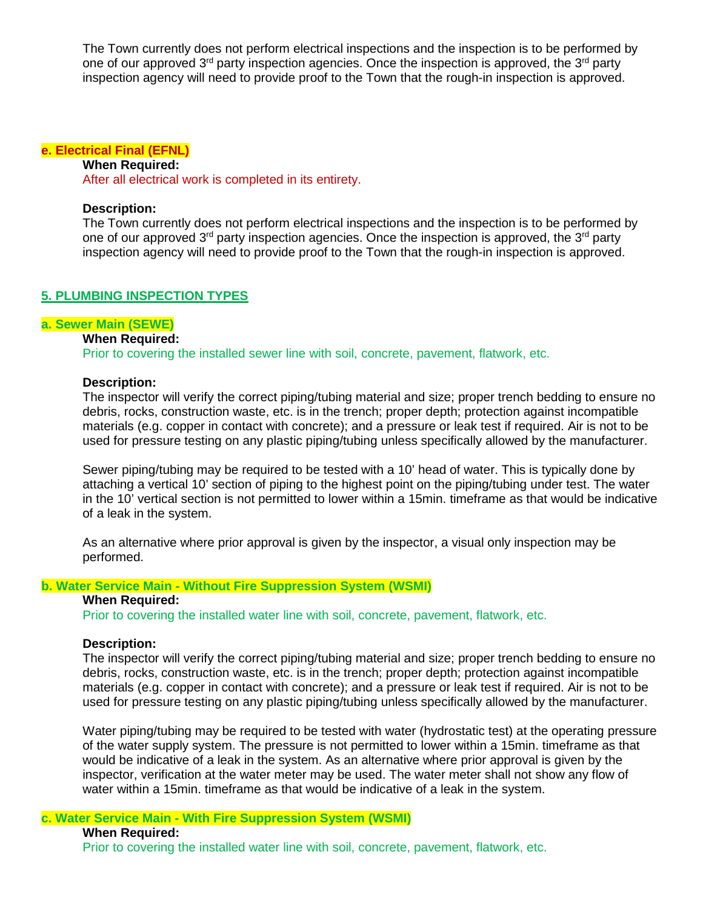The Town currently does not perform electrical inspections and the inspection is to be performed by one of our approved 3rd party inspection agencies. Once the inspection is approved, the 3rd party inspection agency will need to provide proof to the Town that the rough-in inspection is approved.

### e. Electrical Final (EFNL)

**When Required:**

After all electrical work is completed in its entirety.

**Description:**

The Town currently does not perform electrical inspections and the inspection is to be performed by one of our approved 3rd party inspection agencies. Once the inspection is approved, the 3rd party inspection agency will need to provide proof to the Town that the rough-in inspection is approved.

## 5. PLUMBING INSPECTION TYPES

### a. Sewer Main (SEWE)

**When Required:**

Prior to covering the installed sewer line with soil, concrete, pavement, flatwork, etc.

**Description:**

The inspector will verify the correct piping/tubing material and size; proper trench bedding to ensure no debris, rocks, construction waste, etc. is in the trench; proper depth; protection against incompatible materials (e.g. copper in contact with concrete); and a pressure or leak test if required. Air is not to be used for pressure testing on any plastic piping/tubing unless specifically allowed by the manufacturer.

Sewer piping/tubing may be required to be tested with a 10' head of water. This is typically done by attaching a vertical 10' section of piping to the highest point on the piping/tubing under test. The water in the 10' vertical section is not permitted to lower within a 15min. timeframe as that would be indicative of a leak in the system.

As an alternative where prior approval is given by the inspector, a visual only inspection may be performed.

### b. Water Service Main - Without Fire Suppression System (WSMI)

**When Required:**

Prior to covering the installed water line with soil, concrete, pavement, flatwork, etc.

**Description:**

The inspector will verify the correct piping/tubing material and size; proper trench bedding to ensure no debris, rocks, construction waste, etc. is in the trench; proper depth; protection against incompatible materials (e.g. copper in contact with concrete); and a pressure or leak test if required. Air is not to be used for pressure testing on any plastic piping/tubing unless specifically allowed by the manufacturer.

Water piping/tubing may be required to be tested with water (hydrostatic test) at the operating pressure of the water supply system. The pressure is not permitted to lower within a 15min. timeframe as that would be indicative of a leak in the system. As an alternative where prior approval is given by the inspector, verification at the water meter may be used. The water meter shall not show any flow of water within a 15min. timeframe as that would be indicative of a leak in the system.

### c. Water Service Main - With Fire Suppression System (WSMI)

**When Required:**

Prior to covering the installed water line with soil, concrete, pavement, flatwork, etc.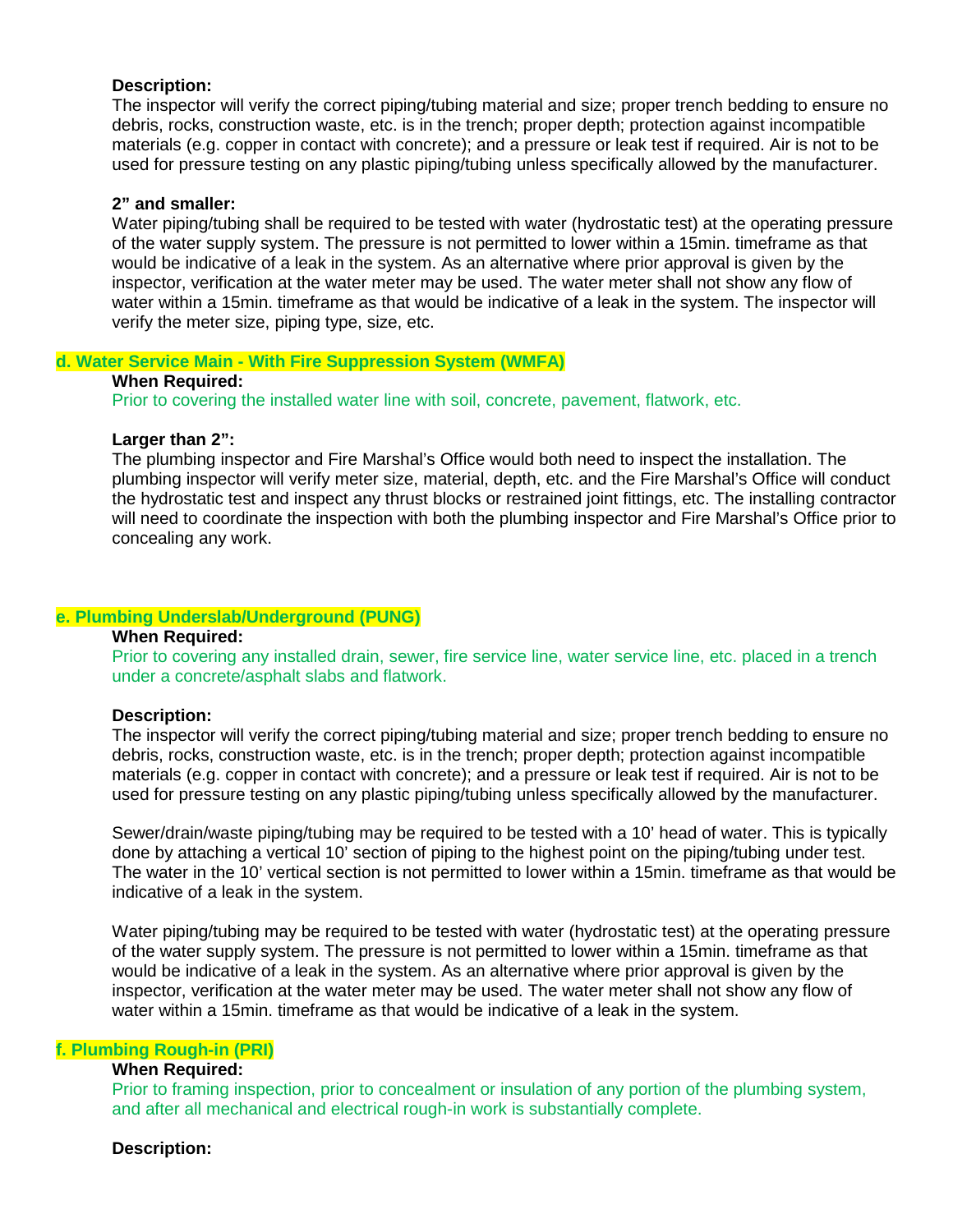**Description:**

The inspector will verify the correct piping/tubing material and size; proper trench bedding to ensure no debris, rocks, construction waste, etc. is in the trench; proper depth; protection against incompatible materials (e.g. copper in contact with concrete); and a pressure or leak test if required. Air is not to be used for pressure testing on any plastic piping/tubing unless specifically allowed by the manufacturer.

**2" and smaller:**

Water piping/tubing shall be required to be tested with water (hydrostatic test) at the operating pressure of the water supply system. The pressure is not permitted to lower within a 15min. timeframe as that would be indicative of a leak in the system. As an alternative where prior approval is given by the inspector, verification at the water meter may be used. The water meter shall not show any flow of water within a 15min. timeframe as that would be indicative of a leak in the system. The inspector will verify the meter size, piping type, size, etc.

### d. Water Service Main - With Fire Suppression System (WMFA)

**When Required:**

Prior to covering the installed water line with soil, concrete, pavement, flatwork, etc.

**Larger than 2":**

The plumbing inspector and Fire Marshal's Office would both need to inspect the installation. The plumbing inspector will verify meter size, material, depth, etc. and the Fire Marshal's Office will conduct the hydrostatic test and inspect any thrust blocks or restrained joint fittings, etc. The installing contractor will need to coordinate the inspection with both the plumbing inspector and Fire Marshal's Office prior to concealing any work.

### e. Plumbing Underslab/Underground (PUNG)

**When Required:**

Prior to covering any installed drain, sewer, fire service line, water service line, etc. placed in a trench under a concrete/asphalt slabs and flatwork.

**Description:**

The inspector will verify the correct piping/tubing material and size; proper trench bedding to ensure no debris, rocks, construction waste, etc. is in the trench; proper depth; protection against incompatible materials (e.g. copper in contact with concrete); and a pressure or leak test if required. Air is not to be used for pressure testing on any plastic piping/tubing unless specifically allowed by the manufacturer.

Sewer/drain/waste piping/tubing may be required to be tested with a 10' head of water. This is typically done by attaching a vertical 10' section of piping to the highest point on the piping/tubing under test. The water in the 10' vertical section is not permitted to lower within a 15min. timeframe as that would be indicative of a leak in the system.

Water piping/tubing may be required to be tested with water (hydrostatic test) at the operating pressure of the water supply system. The pressure is not permitted to lower within a 15min. timeframe as that would be indicative of a leak in the system. As an alternative where prior approval is given by the inspector, verification at the water meter may be used. The water meter shall not show any flow of water within a 15min. timeframe as that would be indicative of a leak in the system.

### f. Plumbing Rough-in (PRI)

**When Required:**

Prior to framing inspection, prior to concealment or insulation of any portion of the plumbing system, and after all mechanical and electrical rough-in work is substantially complete.

**Description:**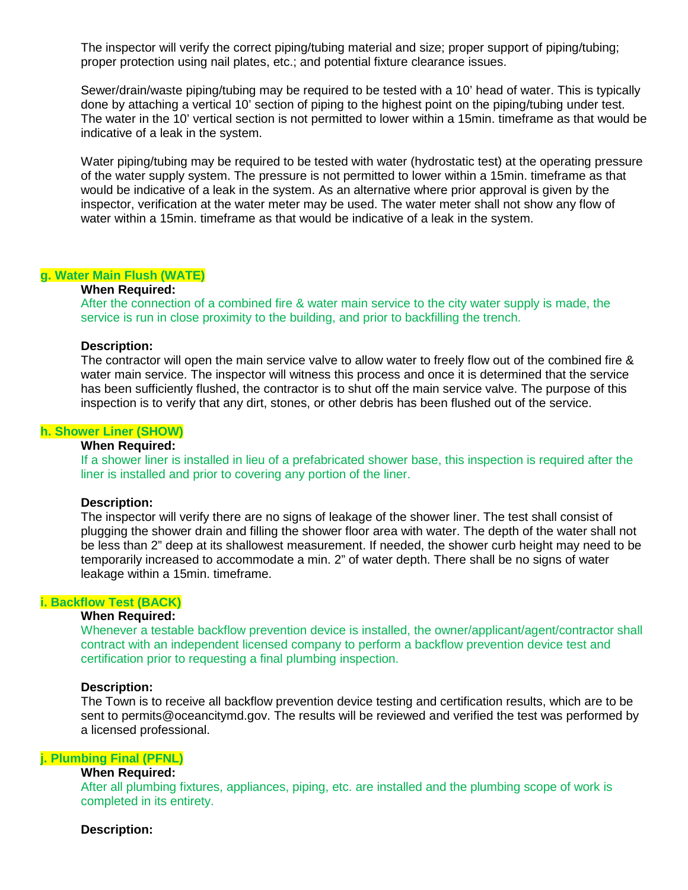The inspector will verify the correct piping/tubing material and size; proper support of piping/tubing; proper protection using nail plates, etc.; and potential fixture clearance issues.

Sewer/drain/waste piping/tubing may be required to be tested with a 10' head of water. This is typically done by attaching a vertical 10' section of piping to the highest point on the piping/tubing under test. The water in the 10' vertical section is not permitted to lower within a 15min. timeframe as that would be indicative of a leak in the system.

Water piping/tubing may be required to be tested with water (hydrostatic test) at the operating pressure of the water supply system. The pressure is not permitted to lower within a 15min. timeframe as that would be indicative of a leak in the system. As an alternative where prior approval is given by the inspector, verification at the water meter may be used. The water meter shall not show any flow of water within a 15min. timeframe as that would be indicative of a leak in the system.

### g. Water Main Flush (WATE)

**When Required:**

After the connection of a combined fire & water main service to the city water supply is made, the service is run in close proximity to the building, and prior to backfilling the trench.

**Description:**

The contractor will open the main service valve to allow water to freely flow out of the combined fire & water main service. The inspector will witness this process and once it is determined that the service has been sufficiently flushed, the contractor is to shut off the main service valve. The purpose of this inspection is to verify that any dirt, stones, or other debris has been flushed out of the service.

### h. Shower Liner (SHOW)

**When Required:**

If a shower liner is installed in lieu of a prefabricated shower base, this inspection is required after the liner is installed and prior to covering any portion of the liner.

**Description:**

The inspector will verify there are no signs of leakage of the shower liner. The test shall consist of plugging the shower drain and filling the shower floor area with water. The depth of the water shall not be less than 2" deep at its shallowest measurement. If needed, the shower curb height may need to be temporarily increased to accommodate a min. 2" of water depth. There shall be no signs of water leakage within a 15min. timeframe.

### i. Backflow Test (BACK)

**When Required:**

Whenever a testable backflow prevention device is installed, the owner/applicant/agent/contractor shall contract with an independent licensed company to perform a backflow prevention device test and certification prior to requesting a final plumbing inspection.

**Description:**

The Town is to receive all backflow prevention device testing and certification results, which are to be sent to permits@oceancitymd.gov. The results will be reviewed and verified the test was performed by a licensed professional.

### j. Plumbing Final (PFNL)

**When Required:**

After all plumbing fixtures, appliances, piping, etc. are installed and the plumbing scope of work is completed in its entirety.

**Description:**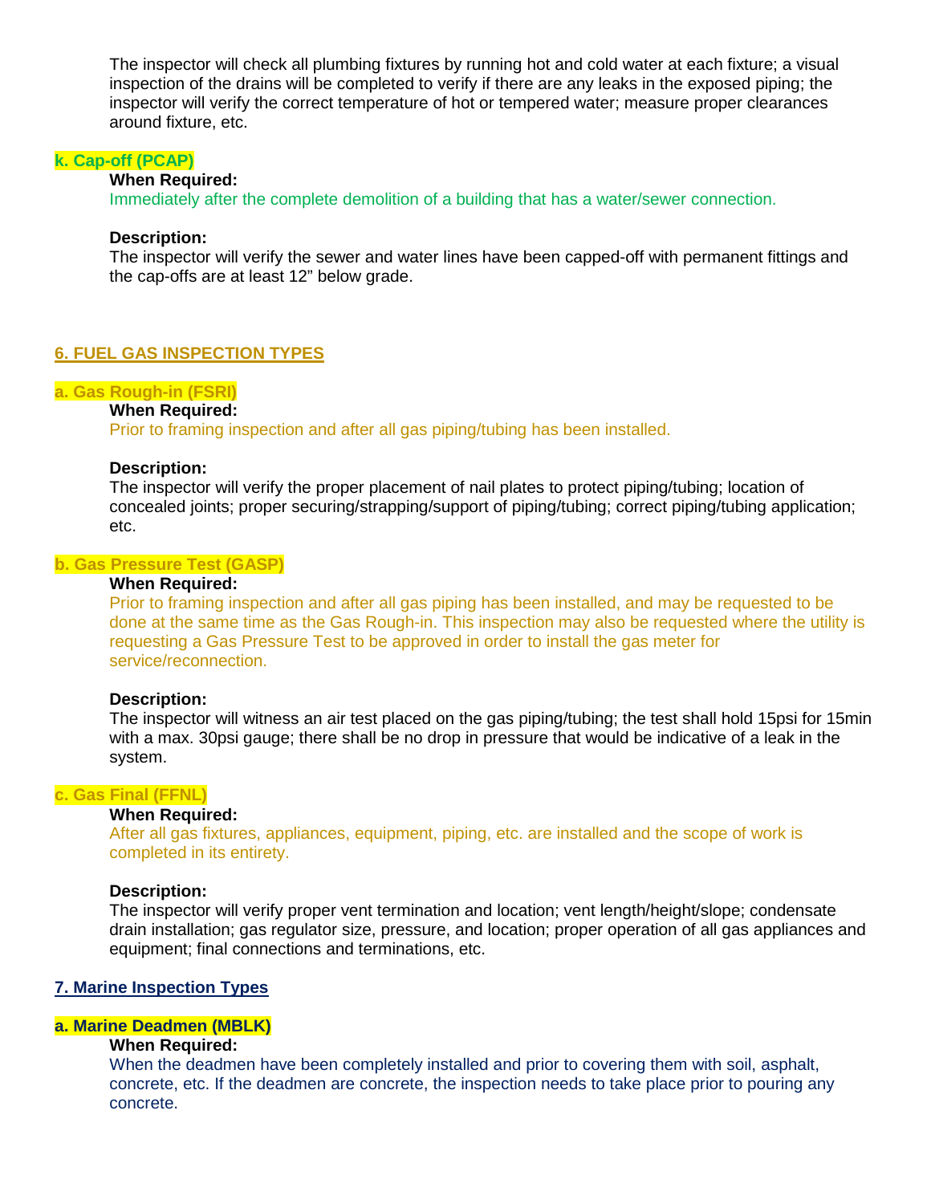The inspector will check all plumbing fixtures by running hot and cold water at each fixture; a visual inspection of the drains will be completed to verify if there are any leaks in the exposed piping; the inspector will verify the correct temperature of hot or tempered water; measure proper clearances around fixture, etc.

#### k. Cap-off (PCAP)

**When Required:**
Immediately after the complete demolition of a building that has a water/sewer connection.

**Description:**
The inspector will verify the sewer and water lines have been capped-off with permanent fittings and the cap-offs are at least 12" below grade.

## 6. FUEL GAS INSPECTION TYPES

#### a. Gas Rough-in (FSRI)

**When Required:**
Prior to framing inspection and after all gas piping/tubing has been installed.

**Description:**
The inspector will verify the proper placement of nail plates to protect piping/tubing; location of concealed joints; proper securing/strapping/support of piping/tubing; correct piping/tubing application; etc.

#### b. Gas Pressure Test (GASP)

**When Required:**
Prior to framing inspection and after all gas piping has been installed, and may be requested to be done at the same time as the Gas Rough-in. This inspection may also be requested where the utility is requesting a Gas Pressure Test to be approved in order to install the gas meter for service/reconnection.

**Description:**
The inspector will witness an air test placed on the gas piping/tubing; the test shall hold 15psi for 15min with a max. 30psi gauge; there shall be no drop in pressure that would be indicative of a leak in the system.

#### c. Gas Final (FFNL)

**When Required:**
After all gas fixtures, appliances, equipment, piping, etc. are installed and the scope of work is completed in its entirety.

**Description:**
The inspector will verify proper vent termination and location; vent length/height/slope; condensate drain installation; gas regulator size, pressure, and location; proper operation of all gas appliances and equipment; final connections and terminations, etc.

## 7. Marine Inspection Types

#### a. Marine Deadmen (MBLK)

**When Required:**
When the deadmen have been completely installed and prior to covering them with soil, asphalt, concrete, etc. If the deadmen are concrete, the inspection needs to take place prior to pouring any concrete.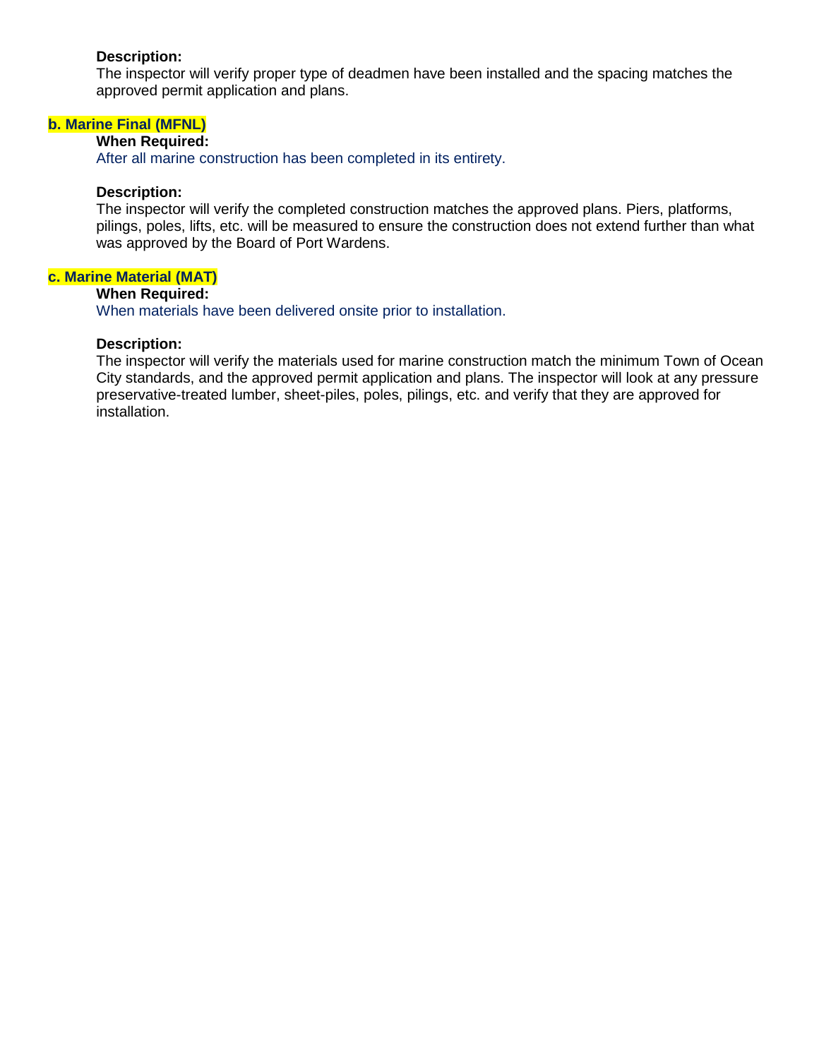**Description:**
The inspector will verify proper type of deadmen have been installed and the spacing matches the approved permit application and plans.

### b. Marine Final (MFNL)

**When Required:**
After all marine construction has been completed in its entirety.

**Description:**
The inspector will verify the completed construction matches the approved plans. Piers, platforms, pilings, poles, lifts, etc. will be measured to ensure the construction does not extend further than what was approved by the Board of Port Wardens.

### c. Marine Material (MAT)

**When Required:**
When materials have been delivered onsite prior to installation.

**Description:**
The inspector will verify the materials used for marine construction match the minimum Town of Ocean City standards, and the approved permit application and plans. The inspector will look at any pressure preservative-treated lumber, sheet-piles, poles, pilings, etc. and verify that they are approved for installation.